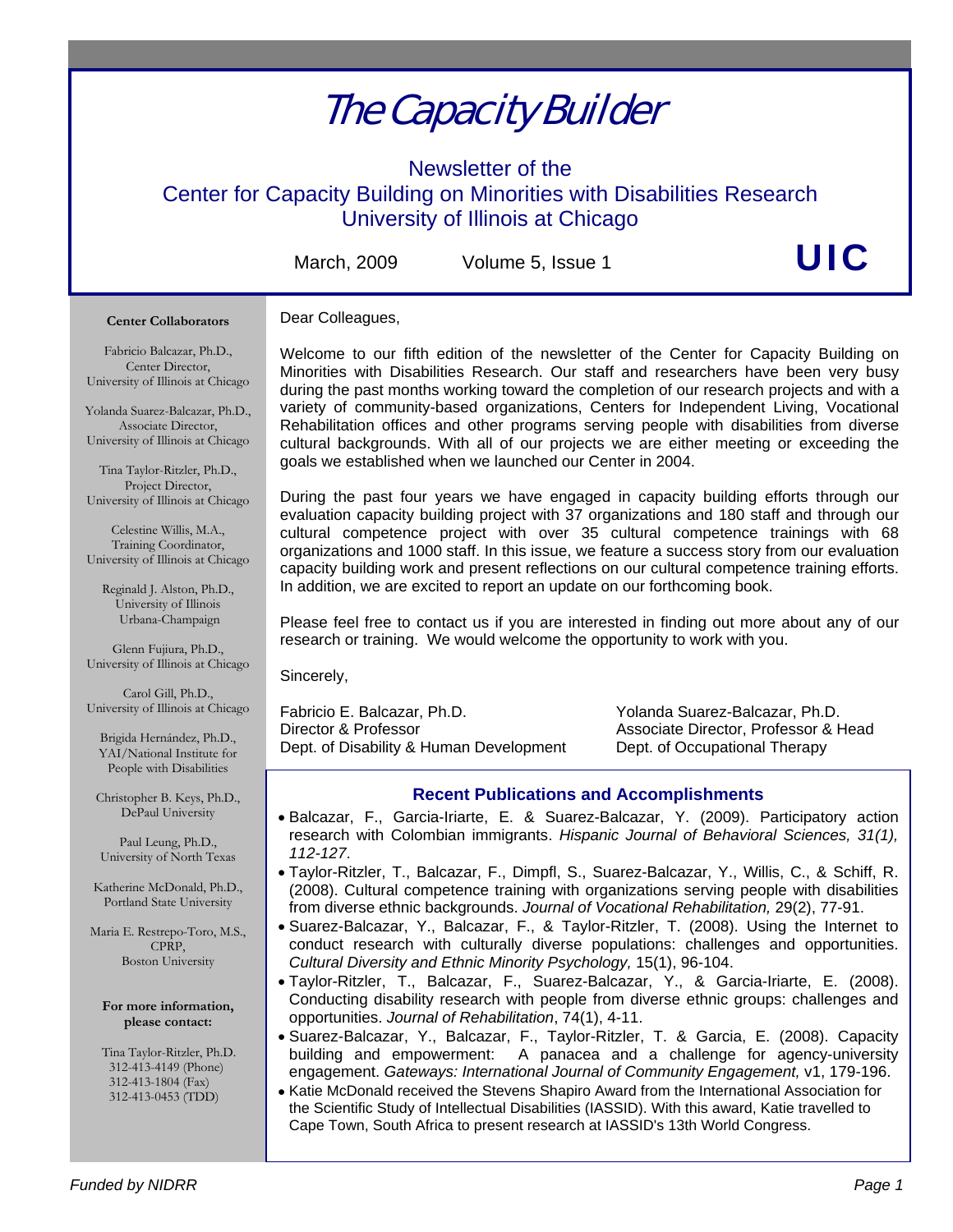# The Capacity Builder

## Newsletter of the Center for Capacity Building on Minorities with Disabilities Research University of Illinois at Chicago

March, 2009 Volume 5, Issue 1

**UIC**

**Center Collaborators**

Fabricio Balcazar, Ph.D.,
Center Director,
University of Illinois at Chicago

Yolanda Suarez-Balcazar, Ph.D.,
Associate Director,
University of Illinois at Chicago

Tina Taylor-Ritzler, Ph.D.,
Project Director,
University of Illinois at Chicago

Celestine Willis, M.A.,
Training Coordinator,
University of Illinois at Chicago

Reginald J. Alston, Ph.D.,
University of Illinois
Urbana-Champaign

Glenn Fujiura, Ph.D.,
University of Illinois at Chicago

Carol Gill, Ph.D.,
University of Illinois at Chicago

Brigida Hernández, Ph.D.,
YAI/National Institute for
People with Disabilities

Christopher B. Keys, Ph.D.,
DePaul University

Paul Leung, Ph.D.,
University of North Texas

Katherine McDonald, Ph.D.,
Portland State University

Maria E. Restrepo-Toro, M.S.,
CPRP,
Boston University

**For more information, please contact:**

Tina Taylor-Ritzler, Ph.D.
312-413-4149 (Phone)
312-413-1804 (Fax)
312-413-0453 (TDD)

Dear Colleagues,

Welcome to our fifth edition of the newsletter of the Center for Capacity Building on Minorities with Disabilities Research. Our staff and researchers have been very busy during the past months working toward the completion of our research projects and with a variety of community-based organizations, Centers for Independent Living, Vocational Rehabilitation offices and other programs serving people with disabilities from diverse cultural backgrounds. With all of our projects we are either meeting or exceeding the goals we established when we launched our Center in 2004.

During the past four years we have engaged in capacity building efforts through our evaluation capacity building project with 37 organizations and 180 staff and through our cultural competence project with over 35 cultural competence trainings with 68 organizations and 1000 staff. In this issue, we feature a success story from our evaluation capacity building work and present reflections on our cultural competence training efforts. In addition, we are excited to report an update on our forthcoming book.

Please feel free to contact us if you are interested in finding out more about any of our research or training. We would welcome the opportunity to work with you.

Sincerely,

Fabricio E. Balcazar, Ph.D.
Director & Professor
Dept. of Disability & Human Development

Yolanda Suarez-Balcazar, Ph.D.
Associate Director, Professor & Head
Dept. of Occupational Therapy

### Recent Publications and Accomplishments

- Balcazar, F., Garcia-Iriarte, E. & Suarez-Balcazar, Y. (2009). Participatory action research with Colombian immigrants. *Hispanic Journal of Behavioral Sciences, 31(1), 112-127*.
- Taylor-Ritzler, T., Balcazar, F., Dimpfl, S., Suarez-Balcazar, Y., Willis, C., & Schiff, R. (2008). Cultural competence training with organizations serving people with disabilities from diverse ethnic backgrounds. *Journal of Vocational Rehabilitation,* 29(2), 77-91.
- Suarez-Balcazar, Y., Balcazar, F., & Taylor-Ritzler, T. (2008). Using the Internet to conduct research with culturally diverse populations: challenges and opportunities. *Cultural Diversity and Ethnic Minority Psychology,* 15(1), 96-104.
- Taylor-Ritzler, T., Balcazar, F., Suarez-Balcazar, Y., & Garcia-Iriarte, E. (2008). Conducting disability research with people from diverse ethnic groups: challenges and opportunities. *Journal of Rehabilitation*, 74(1), 4-11.
- Suarez-Balcazar, Y., Balcazar, F., Taylor-Ritzler, T. & Garcia, E. (2008). Capacity building and empowerment: A panacea and a challenge for agency-university engagement. *Gateways: International Journal of Community Engagement,* v1, 179-196.
- Katie McDonald received the Stevens Shapiro Award from the International Association for the Scientific Study of Intellectual Disabilities (IASSID). With this award, Katie travelled to Cape Town, South Africa to present research at IASSID's 13th World Congress.

*Funded by NIDRR*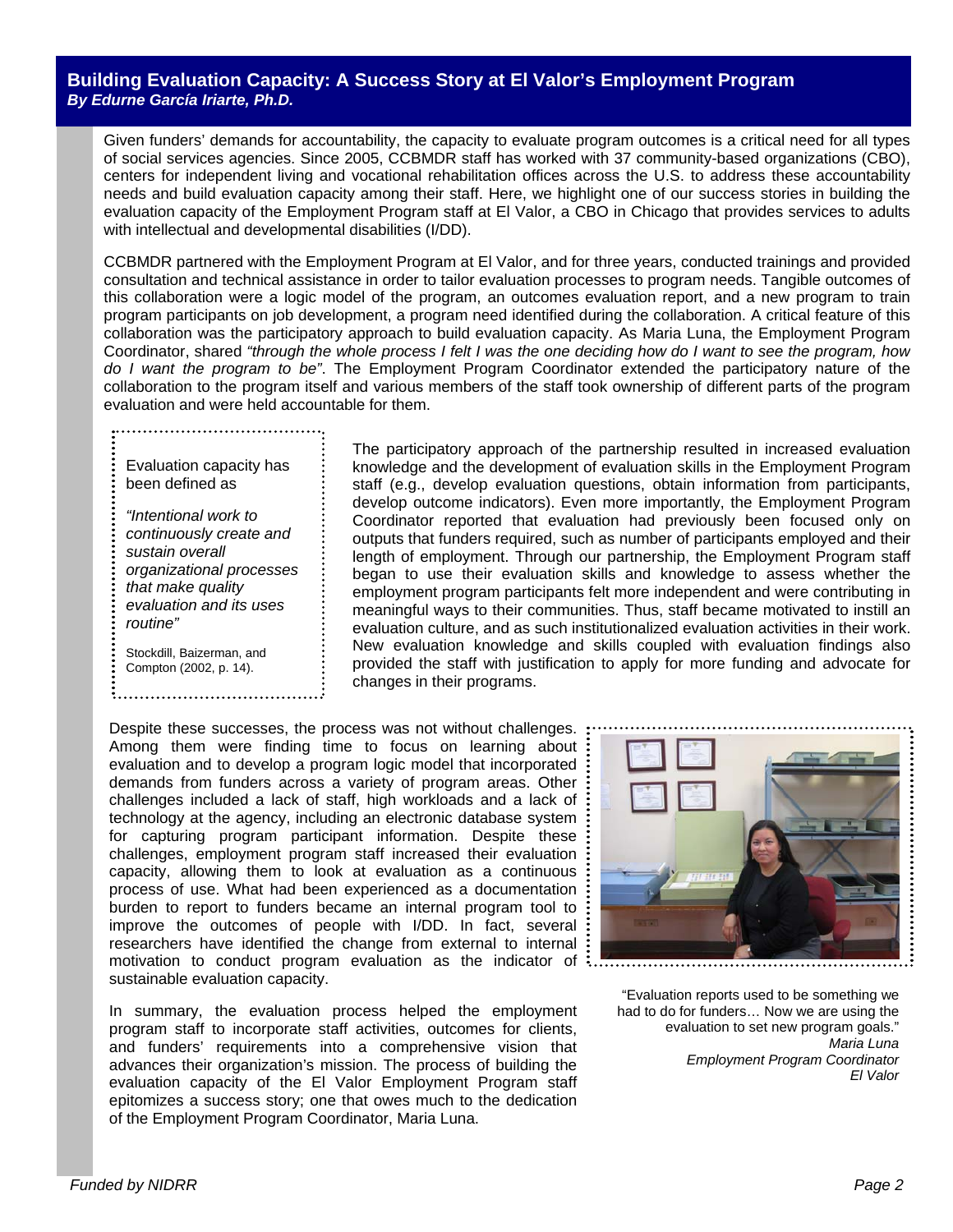## Building Evaluation Capacity: A Success Story at El Valor's Employment Program

***By Edurne García Iriarte, Ph.D.***

Given funders' demands for accountability, the capacity to evaluate program outcomes is a critical need for all types of social services agencies. Since 2005, CCBMDR staff has worked with 37 community-based organizations (CBO), centers for independent living and vocational rehabilitation offices across the U.S. to address these accountability needs and build evaluation capacity among their staff. Here, we highlight one of our success stories in building the evaluation capacity of the Employment Program staff at El Valor, a CBO in Chicago that provides services to adults with intellectual and developmental disabilities (I/DD).

CCBMDR partnered with the Employment Program at El Valor, and for three years, conducted trainings and provided consultation and technical assistance in order to tailor evaluation processes to program needs. Tangible outcomes of this collaboration were a logic model of the program, an outcomes evaluation report, and a new program to train program participants on job development, a program need identified during the collaboration. A critical feature of this collaboration was the participatory approach to build evaluation capacity. As Maria Luna, the Employment Program Coordinator, shared *"through the whole process I felt I was the one deciding how do I want to see the program, how do I want the program to be"*. The Employment Program Coordinator extended the participatory nature of the collaboration to the program itself and various members of the staff took ownership of different parts of the program evaluation and were held accountable for them.

Evaluation capacity has been defined as

*"Intentional work to continuously create and sustain overall organizational processes that make quality evaluation and its uses routine"*

Stockdill, Baizerman, and Compton (2002, p. 14).

The participatory approach of the partnership resulted in increased evaluation knowledge and the development of evaluation skills in the Employment Program staff (e.g., develop evaluation questions, obtain information from participants, develop outcome indicators). Even more importantly, the Employment Program Coordinator reported that evaluation had previously been focused only on outputs that funders required, such as number of participants employed and their length of employment. Through our partnership, the Employment Program staff began to use their evaluation skills and knowledge to assess whether the employment program participants felt more independent and were contributing in meaningful ways to their communities. Thus, staff became motivated to instill an evaluation culture, and as such institutionalized evaluation activities in their work. New evaluation knowledge and skills coupled with evaluation findings also provided the staff with justification to apply for more funding and advocate for changes in their programs.

Despite these successes, the process was not without challenges. Among them were finding time to focus on learning about evaluation and to develop a program logic model that incorporated demands from funders across a variety of program areas. Other challenges included a lack of staff, high workloads and a lack of technology at the agency, including an electronic database system for capturing program participant information. Despite these challenges, employment program staff increased their evaluation capacity, allowing them to look at evaluation as a continuous process of use. What had been experienced as a documentation burden to report to funders became an internal program tool to improve the outcomes of people with I/DD. In fact, several researchers have identified the change from external to internal motivation to conduct program evaluation as the indicator of sustainable evaluation capacity.

"Evaluation reports used to be something we had to do for funders… Now we are using the evaluation to set new program goals."
*Maria Luna*
*Employment Program Coordinator*
*El Valor*

In summary, the evaluation process helped the employment program staff to incorporate staff activities, outcomes for clients, and funders' requirements into a comprehensive vision that advances their organization's mission. The process of building the evaluation capacity of the El Valor Employment Program staff epitomizes a success story; one that owes much to the dedication of the Employment Program Coordinator, Maria Luna.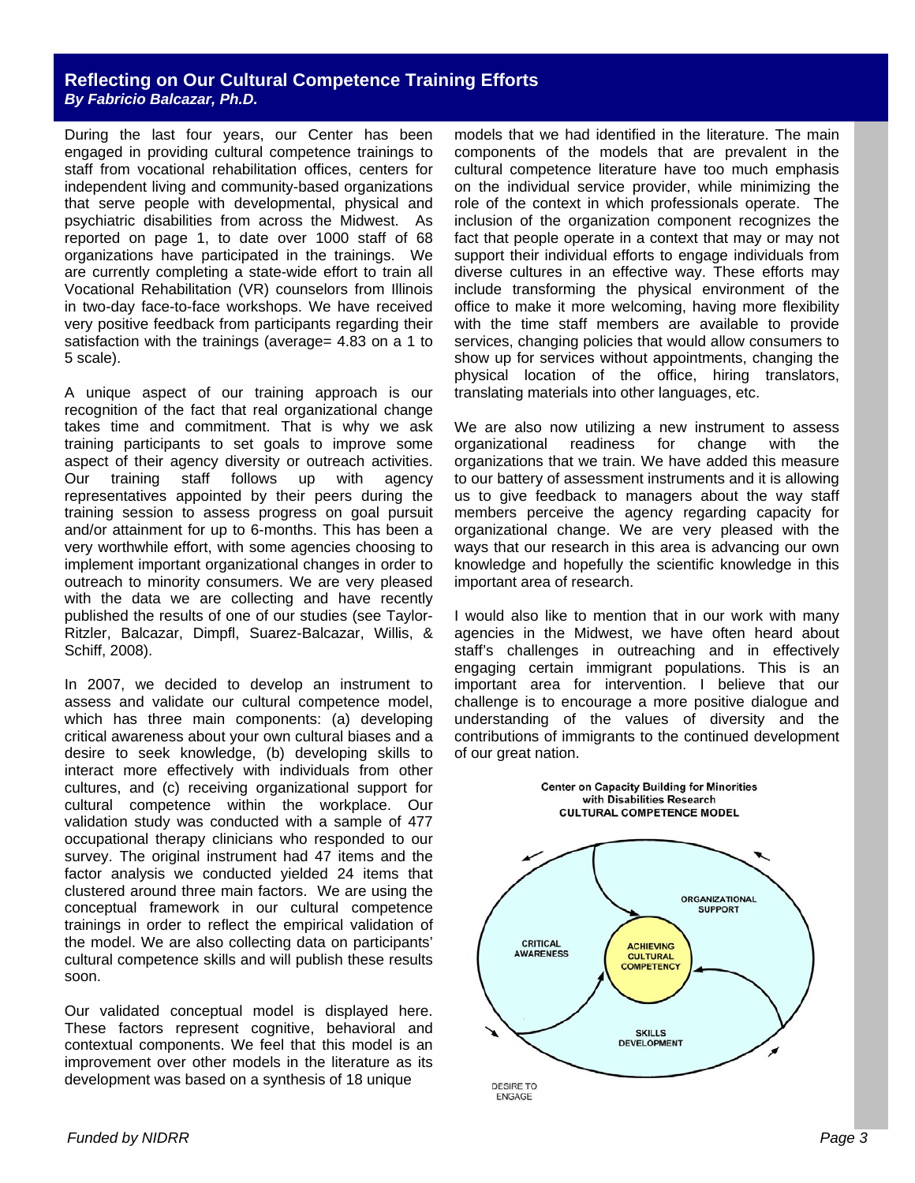## Reflecting on Our Cultural Competence Training Efforts

***By Fabricio Balcazar, Ph.D.***

During the last four years, our Center has been engaged in providing cultural competence trainings to staff from vocational rehabilitation offices, centers for independent living and community-based organizations that serve people with developmental, physical and psychiatric disabilities from across the Midwest. As reported on page 1, to date over 1000 staff of 68 organizations have participated in the trainings. We are currently completing a state-wide effort to train all Vocational Rehabilitation (VR) counselors from Illinois in two-day face-to-face workshops. We have received very positive feedback from participants regarding their satisfaction with the trainings (average= 4.83 on a 1 to 5 scale).

A unique aspect of our training approach is our recognition of the fact that real organizational change takes time and commitment. That is why we ask training participants to set goals to improve some aspect of their agency diversity or outreach activities. Our training staff follows up with agency representatives appointed by their peers during the training session to assess progress on goal pursuit and/or attainment for up to 6-months. This has been a very worthwhile effort, with some agencies choosing to implement important organizational changes in order to outreach to minority consumers. We are very pleased with the data we are collecting and have recently published the results of one of our studies (see Taylor-Ritzler, Balcazar, Dimpfl, Suarez-Balcazar, Willis, & Schiff, 2008).

In 2007, we decided to develop an instrument to assess and validate our cultural competence model, which has three main components: (a) developing critical awareness about your own cultural biases and a desire to seek knowledge, (b) developing skills to interact more effectively with individuals from other cultures, and (c) receiving organizational support for cultural competence within the workplace. Our validation study was conducted with a sample of 477 occupational therapy clinicians who responded to our survey. The original instrument had 47 items and the factor analysis we conducted yielded 24 items that clustered around three main factors. We are using the conceptual framework in our cultural competence trainings in order to reflect the empirical validation of the model. We are also collecting data on participants' cultural competence skills and will publish these results soon.

Our validated conceptual model is displayed here. These factors represent cognitive, behavioral and contextual components. We feel that this model is an improvement over other models in the literature as its development was based on a synthesis of 18 unique models that we had identified in the literature. The main components of the models that are prevalent in the cultural competence literature have too much emphasis on the individual service provider, while minimizing the role of the context in which professionals operate. The inclusion of the organization component recognizes the fact that people operate in a context that may or may not support their individual efforts to engage individuals from diverse cultures in an effective way. These efforts may include transforming the physical environment of the office to make it more welcoming, having more flexibility with the time staff members are available to provide services, changing policies that would allow consumers to show up for services without appointments, changing the physical location of the office, hiring translators, translating materials into other languages, etc.

We are also now utilizing a new instrument to assess organizational readiness for change with the organizations that we train. We have added this measure to our battery of assessment instruments and it is allowing us to give feedback to managers about the way staff members perceive the agency regarding capacity for organizational change. We are very pleased with the ways that our research in this area is advancing our own knowledge and hopefully the scientific knowledge in this important area of research.

I would also like to mention that in our work with many agencies in the Midwest, we have often heard about staff's challenges in outreaching and in effectively engaging certain immigrant populations. This is an important area for intervention. I believe that our challenge is to encourage a more positive dialogue and understanding of the values of diversity and the contributions of immigrants to the continued development of our great nation.

**Center on Capacity Building for Minorities with Disabilities Research**
**CULTURAL COMPETENCE MODEL**

ORGANIZATIONAL SUPPORT

CRITICAL AWARENESS

ACHIEVING CULTURAL COMPETENCY

SKILLS DEVELOPMENT

DESIRE TO ENGAGE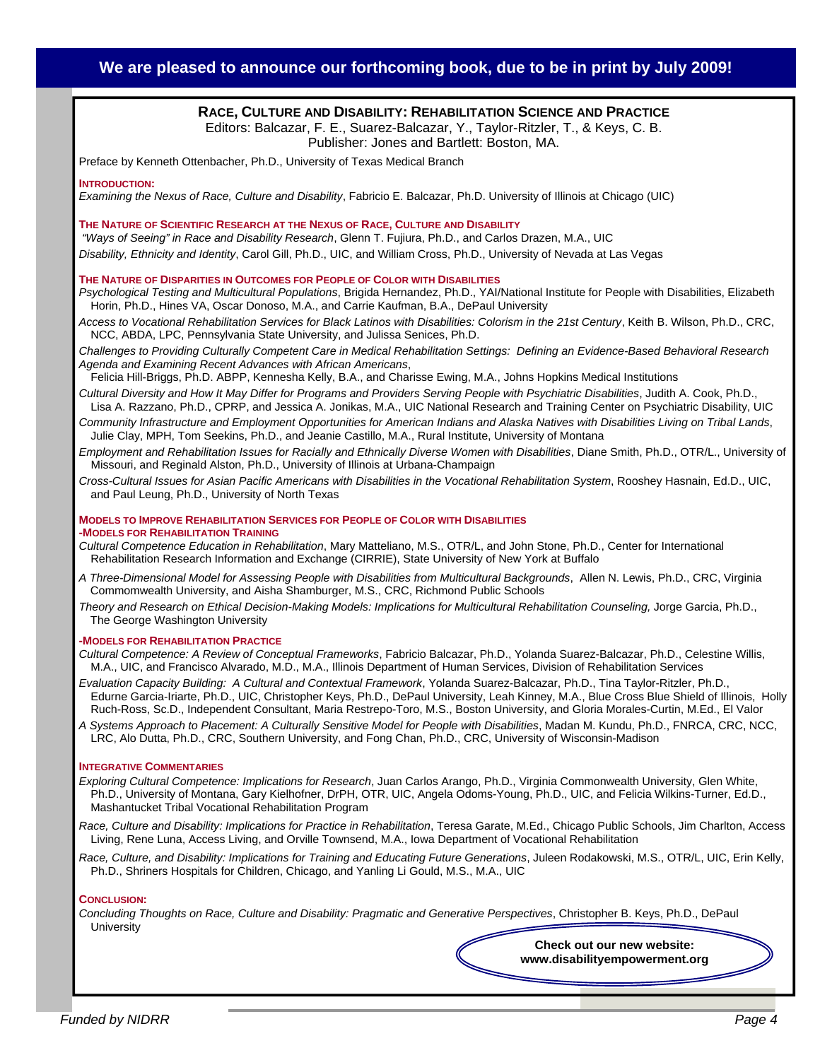## We are pleased to announce our forthcoming book, due to be in print by July 2009!

### RACE, CULTURE AND DISABILITY: REHABILITATION SCIENCE AND PRACTICE

Editors: Balcazar, F. E., Suarez-Balcazar, Y., Taylor-Ritzler, T., & Keys, C. B.
Publisher: Jones and Bartlett: Boston, MA.

Preface by Kenneth Ottenbacher, Ph.D., University of Texas Medical Branch

**INTRODUCTION:**

*Examining the Nexus of Race, Culture and Disability*, Fabricio E. Balcazar, Ph.D. University of Illinois at Chicago (UIC)

**THE NATURE OF SCIENTIFIC RESEARCH AT THE NEXUS OF RACE, CULTURE AND DISABILITY**

*"Ways of Seeing" in Race and Disability Research*, Glenn T. Fujiura, Ph.D., and Carlos Drazen, M.A., UIC

*Disability, Ethnicity and Identity*, Carol Gill, Ph.D., UIC, and William Cross, Ph.D., University of Nevada at Las Vegas

**THE NATURE OF DISPARITIES IN OUTCOMES FOR PEOPLE OF COLOR WITH DISABILITIES**

*Psychological Testing and Multicultural Populations*, Brigida Hernandez, Ph.D., YAI/National Institute for People with Disabilities, Elizabeth Horin, Ph.D., Hines VA, Oscar Donoso, M.A., and Carrie Kaufman, B.A., DePaul University

*Access to Vocational Rehabilitation Services for Black Latinos with Disabilities: Colorism in the 21st Century*, Keith B. Wilson, Ph.D., CRC, NCC, ABDA, LPC, Pennsylvania State University, and Julissa Senices, Ph.D.

*Challenges to Providing Culturally Competent Care in Medical Rehabilitation Settings: Defining an Evidence-Based Behavioral Research Agenda and Examining Recent Advances with African Americans*, Felicia Hill-Briggs, Ph.D. ABPP, Kennesha Kelly, B.A., and Charisse Ewing, M.A., Johns Hopkins Medical Institutions

*Cultural Diversity and How It May Differ for Programs and Providers Serving People with Psychiatric Disabilities*, Judith A. Cook, Ph.D., Lisa A. Razzano, Ph.D., CPRP, and Jessica A. Jonikas, M.A., UIC National Research and Training Center on Psychiatric Disability, UIC

*Community Infrastructure and Employment Opportunities for American Indians and Alaska Natives with Disabilities Living on Tribal Lands*, Julie Clay, MPH, Tom Seekins, Ph.D., and Jeanie Castillo, M.A., Rural Institute, University of Montana

*Employment and Rehabilitation Issues for Racially and Ethnically Diverse Women with Disabilities*, Diane Smith, Ph.D., OTR/L., University of Missouri, and Reginald Alston, Ph.D., University of Illinois at Urbana-Champaign

*Cross-Cultural Issues for Asian Pacific Americans with Disabilities in the Vocational Rehabilitation System*, Rooshey Hasnain, Ed.D., UIC, and Paul Leung, Ph.D., University of North Texas

**MODELS TO IMPROVE REHABILITATION SERVICES FOR PEOPLE OF COLOR WITH DISABILITIES**

**-MODELS FOR REHABILITATION TRAINING**

*Cultural Competence Education in Rehabilitation*, Mary Matteliano, M.S., OTR/L, and John Stone, Ph.D., Center for International Rehabilitation Research Information and Exchange (CIRRIE), State University of New York at Buffalo

*A Three-Dimensional Model for Assessing People with Disabilities from Multicultural Backgrounds*, Allen N. Lewis, Ph.D., CRC, Virginia Commonwealth University, and Aisha Shamburger, M.S., CRC, Richmond Public Schools

*Theory and Research on Ethical Decision-Making Models: Implications for Multicultural Rehabilitation Counseling,* Jorge Garcia, Ph.D., The George Washington University

**-MODELS FOR REHABILITATION PRACTICE**

*Cultural Competence: A Review of Conceptual Frameworks*, Fabricio Balcazar, Ph.D., Yolanda Suarez-Balcazar, Ph.D., Celestine Willis, M.A., UIC, and Francisco Alvarado, M.D., M.A., Illinois Department of Human Services, Division of Rehabilitation Services

*Evaluation Capacity Building: A Cultural and Contextual Framework*, Yolanda Suarez-Balcazar, Ph.D., Tina Taylor-Ritzler, Ph.D., Edurne Garcia-Iriarte, Ph.D., UIC, Christopher Keys, Ph.D., DePaul University, Leah Kinney, M.A., Blue Cross Blue Shield of Illinois, Holly Ruch-Ross, Sc.D., Independent Consultant, Maria Restrepo-Toro, M.S., Boston University, and Gloria Morales-Curtin, M.Ed., El Valor

*A Systems Approach to Placement: A Culturally Sensitive Model for People with Disabilities*, Madan M. Kundu, Ph.D., FNRCA, CRC, NCC, LRC, Alo Dutta, Ph.D., CRC, Southern University, and Fong Chan, Ph.D., CRC, University of Wisconsin-Madison

**INTEGRATIVE COMMENTARIES**

*Exploring Cultural Competence: Implications for Research*, Juan Carlos Arango, Ph.D., Virginia Commonwealth University, Glen White, Ph.D., University of Montana, Gary Kielhofner, DrPH, OTR, UIC, Angela Odoms-Young, Ph.D., UIC, and Felicia Wilkins-Turner, Ed.D., Mashantucket Tribal Vocational Rehabilitation Program

*Race, Culture and Disability: Implications for Practice in Rehabilitation*, Teresa Garate, M.Ed., Chicago Public Schools, Jim Charlton, Access Living, Rene Luna, Access Living, and Orville Townsend, M.A., Iowa Department of Vocational Rehabilitation

*Race, Culture, and Disability: Implications for Training and Educating Future Generations*, Juleen Rodakowski, M.S., OTR/L, UIC, Erin Kelly, Ph.D., Shriners Hospitals for Children, Chicago, and Yanling Li Gould, M.S., M.A., UIC

**CONCLUSION:**

*Concluding Thoughts on Race, Culture and Disability: Pragmatic and Generative Perspectives*, Christopher B. Keys, Ph.D., DePaul University

**Check out our new website:**
**www.disabilityempowerment.org**

*Funded by NIDRR*